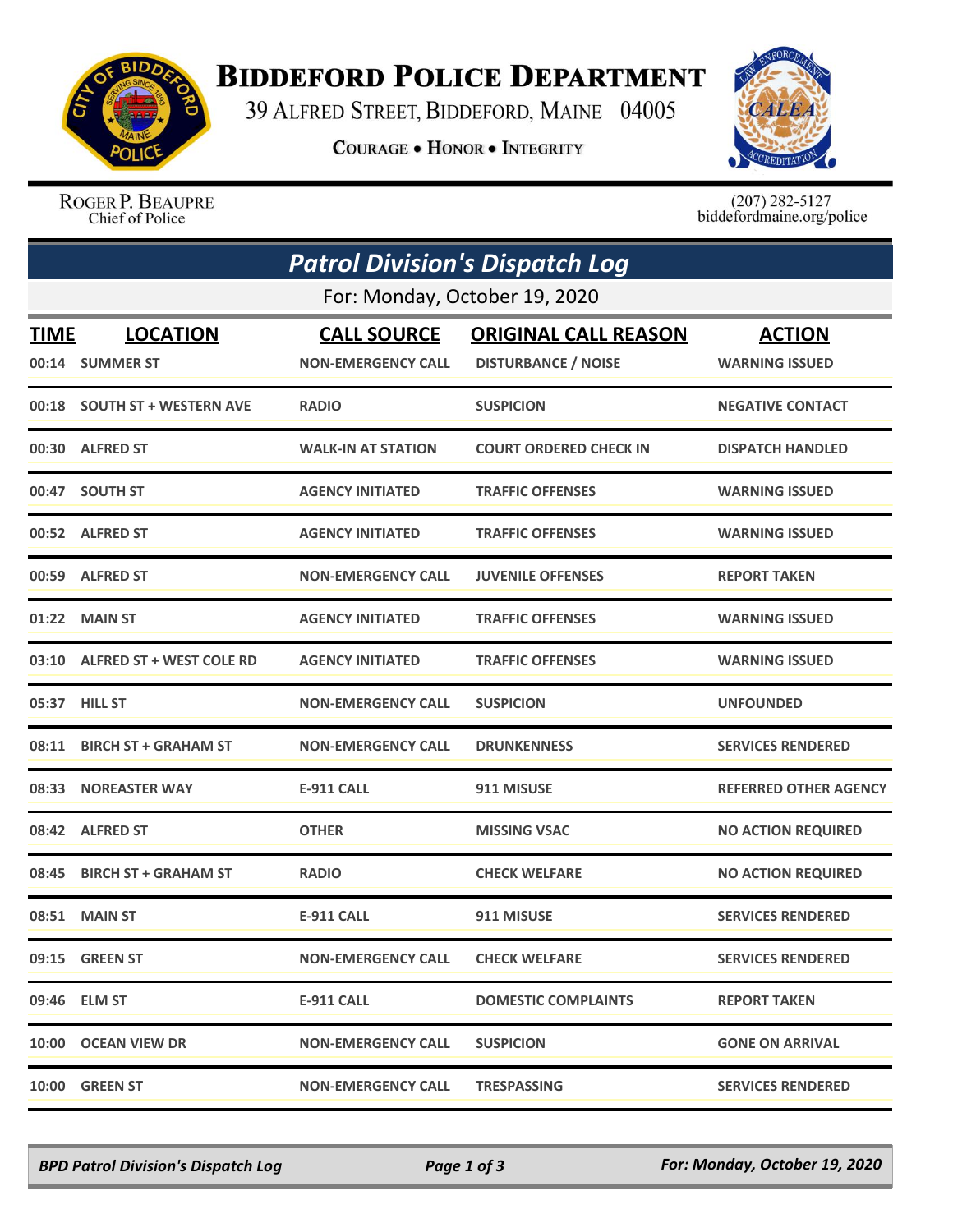# BIDDEFORD POLICE DEPARTMENT

39 ALFRED STREET, BIDDEFORD, MAINE 04005

COURAGE • HONOR • INTEGRITY

ROGER P. BEAUPRE
Chief of Police

(207) 282-5127
biddefordmaine.org/police

## *Patrol Division's Dispatch Log*

For: Monday, October 19, 2020

| TIME | LOCATION | CALL SOURCE | ORIGINAL CALL REASON | ACTION |
|---|---|---|---|---|
| 00:14 | SUMMER ST | NON-EMERGENCY CALL | DISTURBANCE / NOISE | WARNING ISSUED |
| 00:18 | SOUTH ST + WESTERN AVE | RADIO | SUSPICION | NEGATIVE CONTACT |
| 00:30 | ALFRED ST | WALK-IN AT STATION | COURT ORDERED CHECK IN | DISPATCH HANDLED |
| 00:47 | SOUTH ST | AGENCY INITIATED | TRAFFIC OFFENSES | WARNING ISSUED |
| 00:52 | ALFRED ST | AGENCY INITIATED | TRAFFIC OFFENSES | WARNING ISSUED |
| 00:59 | ALFRED ST | NON-EMERGENCY CALL | JUVENILE OFFENSES | REPORT TAKEN |
| 01:22 | MAIN ST | AGENCY INITIATED | TRAFFIC OFFENSES | WARNING ISSUED |
| 03:10 | ALFRED ST + WEST COLE RD | AGENCY INITIATED | TRAFFIC OFFENSES | WARNING ISSUED |
| 05:37 | HILL ST | NON-EMERGENCY CALL | SUSPICION | UNFOUNDED |
| 08:11 | BIRCH ST + GRAHAM ST | NON-EMERGENCY CALL | DRUNKENNESS | SERVICES RENDERED |
| 08:33 | NOREASTER WAY | E-911 CALL | 911 MISUSE | REFERRED OTHER AGENCY |
| 08:42 | ALFRED ST | OTHER | MISSING VSAC | NO ACTION REQUIRED |
| 08:45 | BIRCH ST + GRAHAM ST | RADIO | CHECK WELFARE | NO ACTION REQUIRED |
| 08:51 | MAIN ST | E-911 CALL | 911 MISUSE | SERVICES RENDERED |
| 09:15 | GREEN ST | NON-EMERGENCY CALL | CHECK WELFARE | SERVICES RENDERED |
| 09:46 | ELM ST | E-911 CALL | DOMESTIC COMPLAINTS | REPORT TAKEN |
| 10:00 | OCEAN VIEW DR | NON-EMERGENCY CALL | SUSPICION | GONE ON ARRIVAL |
| 10:00 | GREEN ST | NON-EMERGENCY CALL | TRESPASSING | SERVICES RENDERED |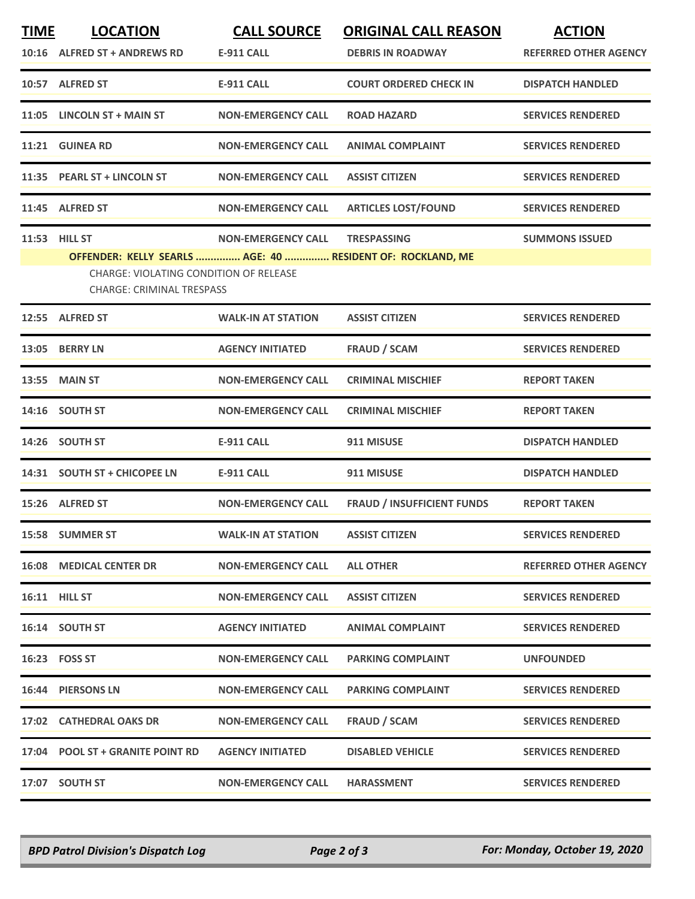| TIME | LOCATION | CALL SOURCE | ORIGINAL CALL REASON | ACTION |
|---|---|---|---|---|
| 10:16 | ALFRED ST + ANDREWS RD | E-911 CALL | DEBRIS IN ROADWAY | REFERRED OTHER AGENCY |
| 10:57 | ALFRED ST | E-911 CALL | COURT ORDERED CHECK IN | DISPATCH HANDLED |
| 11:05 | LINCOLN ST + MAIN ST | NON-EMERGENCY CALL | ROAD HAZARD | SERVICES RENDERED |
| 11:21 | GUINEA RD | NON-EMERGENCY CALL | ANIMAL COMPLAINT | SERVICES RENDERED |
| 11:35 | PEARL ST + LINCOLN ST | NON-EMERGENCY CALL | ASSIST CITIZEN | SERVICES RENDERED |
| 11:45 | ALFRED ST | NON-EMERGENCY CALL | ARTICLES LOST/FOUND | SERVICES RENDERED |
| 11:53 | HILL ST | NON-EMERGENCY CALL | TRESPASSING | SUMMONS ISSUED |
| | OFFENDER: KELLY SEARLS ............... AGE: 40 ............... RESIDENT OF: ROCKLAND, ME<br>CHARGE: VIOLATING CONDITION OF RELEASE<br>CHARGE: CRIMINAL TRESPASS | | | |
| 12:55 | ALFRED ST | WALK-IN AT STATION | ASSIST CITIZEN | SERVICES RENDERED |
| 13:05 | BERRY LN | AGENCY INITIATED | FRAUD / SCAM | SERVICES RENDERED |
| 13:55 | MAIN ST | NON-EMERGENCY CALL | CRIMINAL MISCHIEF | REPORT TAKEN |
| 14:16 | SOUTH ST | NON-EMERGENCY CALL | CRIMINAL MISCHIEF | REPORT TAKEN |
| 14:26 | SOUTH ST | E-911 CALL | 911 MISUSE | DISPATCH HANDLED |
| 14:31 | SOUTH ST + CHICOPEE LN | E-911 CALL | 911 MISUSE | DISPATCH HANDLED |
| 15:26 | ALFRED ST | NON-EMERGENCY CALL | FRAUD / INSUFFICIENT FUNDS | REPORT TAKEN |
| 15:58 | SUMMER ST | WALK-IN AT STATION | ASSIST CITIZEN | SERVICES RENDERED |
| 16:08 | MEDICAL CENTER DR | NON-EMERGENCY CALL | ALL OTHER | REFERRED OTHER AGENCY |
| 16:11 | HILL ST | NON-EMERGENCY CALL | ASSIST CITIZEN | SERVICES RENDERED |
| 16:14 | SOUTH ST | AGENCY INITIATED | ANIMAL COMPLAINT | SERVICES RENDERED |
| 16:23 | FOSS ST | NON-EMERGENCY CALL | PARKING COMPLAINT | UNFOUNDED |
| 16:44 | PIERSONS LN | NON-EMERGENCY CALL | PARKING COMPLAINT | SERVICES RENDERED |
| 17:02 | CATHEDRAL OAKS DR | NON-EMERGENCY CALL | FRAUD / SCAM | SERVICES RENDERED |
| 17:04 | POOL ST + GRANITE POINT RD | AGENCY INITIATED | DISABLED VEHICLE | SERVICES RENDERED |
| 17:07 | SOUTH ST | NON-EMERGENCY CALL | HARASSMENT | SERVICES RENDERED |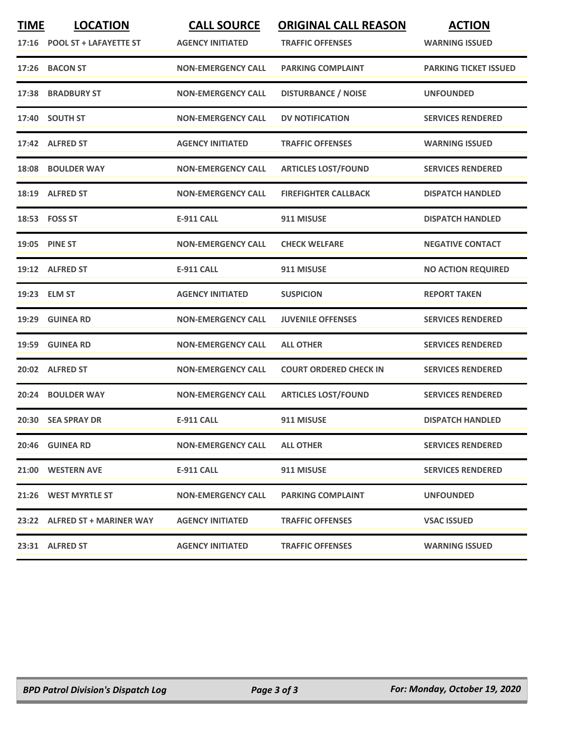| TIME | LOCATION | CALL SOURCE | ORIGINAL CALL REASON | ACTION |
| --- | --- | --- | --- | --- |
| 17:16 | POOL ST + LAFAYETTE ST | AGENCY INITIATED | TRAFFIC OFFENSES | WARNING ISSUED |
| 17:26 | BACON ST | NON-EMERGENCY CALL | PARKING COMPLAINT | PARKING TICKET ISSUED |
| 17:38 | BRADBURY ST | NON-EMERGENCY CALL | DISTURBANCE / NOISE | UNFOUNDED |
| 17:40 | SOUTH ST | NON-EMERGENCY CALL | DV NOTIFICATION | SERVICES RENDERED |
| 17:42 | ALFRED ST | AGENCY INITIATED | TRAFFIC OFFENSES | WARNING ISSUED |
| 18:08 | BOULDER WAY | NON-EMERGENCY CALL | ARTICLES LOST/FOUND | SERVICES RENDERED |
| 18:19 | ALFRED ST | NON-EMERGENCY CALL | FIREFIGHTER CALLBACK | DISPATCH HANDLED |
| 18:53 | FOSS ST | E-911 CALL | 911 MISUSE | DISPATCH HANDLED |
| 19:05 | PINE ST | NON-EMERGENCY CALL | CHECK WELFARE | NEGATIVE CONTACT |
| 19:12 | ALFRED ST | E-911 CALL | 911 MISUSE | NO ACTION REQUIRED |
| 19:23 | ELM ST | AGENCY INITIATED | SUSPICION | REPORT TAKEN |
| 19:29 | GUINEA RD | NON-EMERGENCY CALL | JUVENILE OFFENSES | SERVICES RENDERED |
| 19:59 | GUINEA RD | NON-EMERGENCY CALL | ALL OTHER | SERVICES RENDERED |
| 20:02 | ALFRED ST | NON-EMERGENCY CALL | COURT ORDERED CHECK IN | SERVICES RENDERED |
| 20:24 | BOULDER WAY | NON-EMERGENCY CALL | ARTICLES LOST/FOUND | SERVICES RENDERED |
| 20:30 | SEA SPRAY DR | E-911 CALL | 911 MISUSE | DISPATCH HANDLED |
| 20:46 | GUINEA RD | NON-EMERGENCY CALL | ALL OTHER | SERVICES RENDERED |
| 21:00 | WESTERN AVE | E-911 CALL | 911 MISUSE | SERVICES RENDERED |
| 21:26 | WEST MYRTLE ST | NON-EMERGENCY CALL | PARKING COMPLAINT | UNFOUNDED |
| 23:22 | ALFRED ST + MARINER WAY | AGENCY INITIATED | TRAFFIC OFFENSES | VSAC ISSUED |
| 23:31 | ALFRED ST | AGENCY INITIATED | TRAFFIC OFFENSES | WARNING ISSUED |